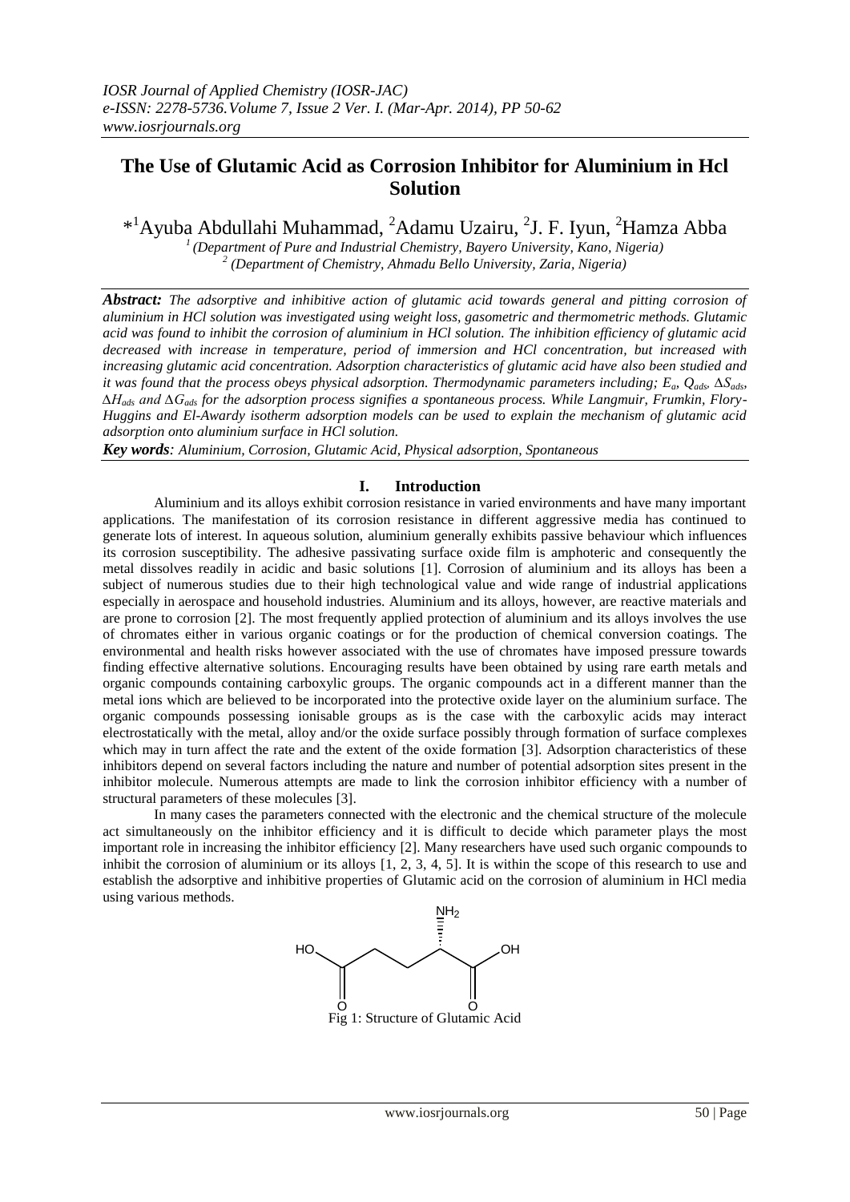*IOSR Journal of Applied Chemistry (IOSR-JAC)*
*e-ISSN: 2278-5736.Volume 7, Issue 2 Ver. I. (Mar-Apr. 2014), PP 50-62*
*www.iosrjournals.org*

# The Use of Glutamic Acid as Corrosion Inhibitor for Aluminium in Hcl Solution

*[1]Ayuba Abdullahi Muhammad, [2]Adamu Uzairu, [2]J. F. Iyun, [2]Hamza Abba

[1] *(Department of Pure and Industrial Chemistry, Bayero University, Kano, Nigeria)*
[2] *(Department of Chemistry, Ahmadu Bello University, Zaria, Nigeria)*

***Abstract:*** *The adsorptive and inhibitive action of glutamic acid towards general and pitting corrosion of aluminium in HCl solution was investigated using weight loss, gasometric and thermometric methods. Glutamic acid was found to inhibit the corrosion of aluminium in HCl solution. The inhibition efficiency of glutamic acid decreased with increase in temperature, period of immersion and HCl concentration, but increased with increasing glutamic acid concentration. Adsorption characteristics of glutamic acid have also been studied and it was found that the process obeys physical adsorption. Thermodynamic parameters including; $E_a$, $Q_{ads}$, $\Delta S_{ads}$, $\Delta H_{ads}$ and $\Delta G_{ads}$ for the adsorption process signifies a spontaneous process. While Langmuir, Frumkin, Flory-Huggins and El-Awardy isotherm adsorption models can be used to explain the mechanism of glutamic acid adsorption onto aluminium surface in HCl solution.*

***Key words****: Aluminium, Corrosion, Glutamic Acid, Physical adsorption, Spontaneous*

## I. Introduction

Aluminium and its alloys exhibit corrosion resistance in varied environments and have many important applications. The manifestation of its corrosion resistance in different aggressive media has continued to generate lots of interest. In aqueous solution, aluminium generally exhibits passive behaviour which influences its corrosion susceptibility. The adhesive passivating surface oxide film is amphoteric and consequently the metal dissolves readily in acidic and basic solutions [1]. Corrosion of aluminium and its alloys has been a subject of numerous studies due to their high technological value and wide range of industrial applications especially in aerospace and household industries. Aluminium and its alloys, however, are reactive materials and are prone to corrosion [2]. The most frequently applied protection of aluminium and its alloys involves the use of chromates either in various organic coatings or for the production of chemical conversion coatings. The environmental and health risks however associated with the use of chromates have imposed pressure towards finding effective alternative solutions. Encouraging results have been obtained by using rare earth metals and organic compounds containing carboxylic groups. The organic compounds act in a different manner than the metal ions which are believed to be incorporated into the protective oxide layer on the aluminium surface. The organic compounds possessing ionisable groups as is the case with the carboxylic acids may interact electrostatically with the metal, alloy and/or the oxide surface possibly through formation of surface complexes which may in turn affect the rate and the extent of the oxide formation [3]. Adsorption characteristics of these inhibitors depend on several factors including the nature and number of potential adsorption sites present in the inhibitor molecule. Numerous attempts are made to link the corrosion inhibitor efficiency with a number of structural parameters of these molecules [3].

In many cases the parameters connected with the electronic and the chemical structure of the molecule act simultaneously on the inhibitor efficiency and it is difficult to decide which parameter plays the most important role in increasing the inhibitor efficiency [2]. Many researchers have used such organic compounds to inhibit the corrosion of aluminium or its alloys [1, 2, 3, 4, 5]. It is within the scope of this research to use and establish the adsorptive and inhibitive properties of Glutamic acid on the corrosion of aluminium in HCl media using various methods.

Fig 1: Structure of Glutamic Acid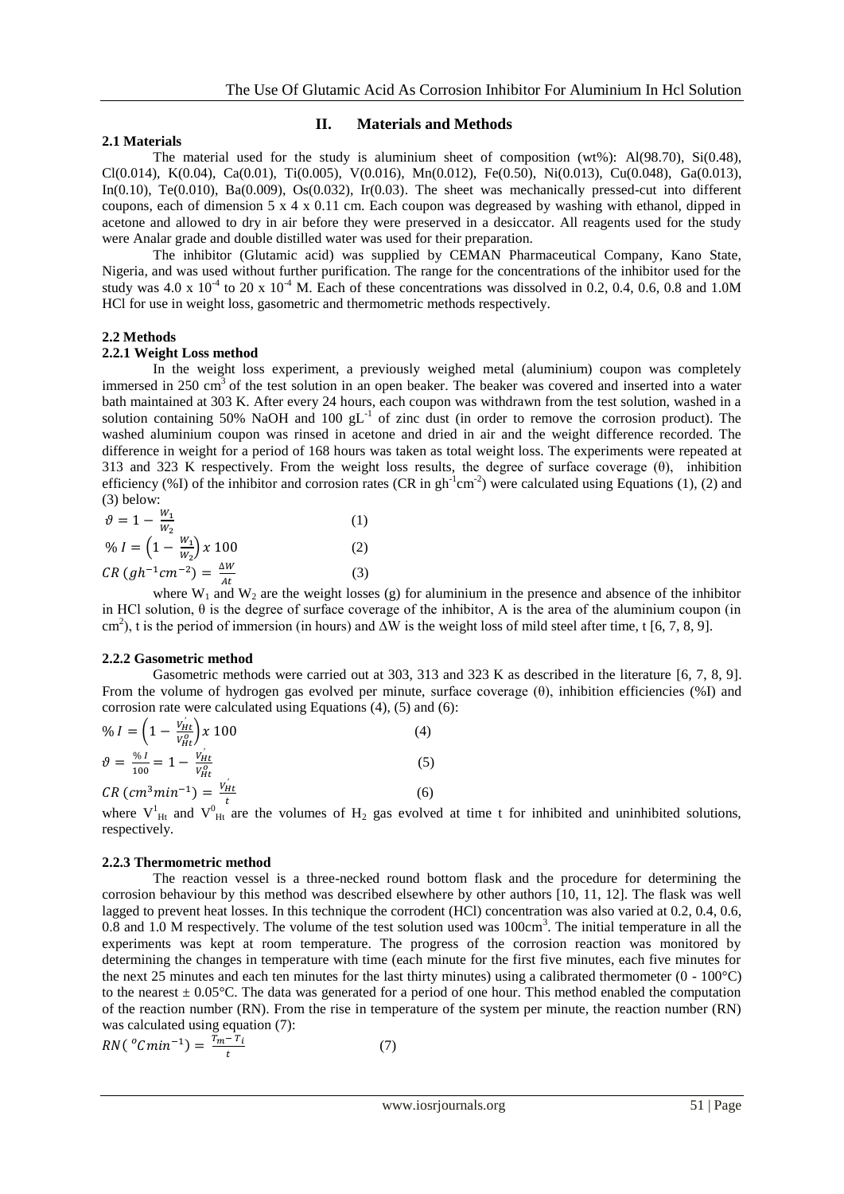## II. Materials and Methods

### 2.1 Materials

The material used for the study is aluminium sheet of composition (wt%): Al(98.70), Si(0.48), Cl(0.014), K(0.04), Ca(0.01), Ti(0.005), V(0.016), Mn(0.012), Fe(0.50), Ni(0.013), Cu(0.048), Ga(0.013), In(0.10), Te(0.010), Ba(0.009), Os(0.032), Ir(0.03). The sheet was mechanically pressed-cut into different coupons, each of dimension 5 x 4 x 0.11 cm. Each coupon was degreased by washing with ethanol, dipped in acetone and allowed to dry in air before they were preserved in a desiccator. All reagents used for the study were Analar grade and double distilled water was used for their preparation.

The inhibitor (Glutamic acid) was supplied by CEMAN Pharmaceutical Company, Kano State, Nigeria, and was used without further purification. The range for the concentrations of the inhibitor used for the study was $4.0 \times 10^{-4}$ to $20 \times 10^{-4}$ M. Each of these concentrations was dissolved in 0.2, 0.4, 0.6, 0.8 and 1.0M HCl for use in weight loss, gasometric and thermometric methods respectively.

### 2.2 Methods

#### 2.2.1 Weight Loss method

In the weight loss experiment, a previously weighed metal (aluminium) coupon was completely immersed in 250 $cm^3$ of the test solution in an open beaker. The beaker was covered and inserted into a water bath maintained at 303 K. After every 24 hours, each coupon was withdrawn from the test solution, washed in a solution containing 50% NaOH and 100 $gL^{-1}$ of zinc dust (in order to remove the corrosion product). The washed aluminium coupon was rinsed in acetone and dried in air and the weight difference recorded. The difference in weight for a period of 168 hours was taken as total weight loss. The experiments were repeated at 313 and 323 K respectively. From the weight loss results, the degree of surface coverage (θ), inhibition efficiency (%I) of the inhibitor and corrosion rates (CR in $gh^{-1}cm^{-2}$) were calculated using Equations (1), (2) and (3) below:

$$\vartheta = 1 - \frac{W_1}{W_2} \qquad (1)$$

$$\% I = \left(1 - \frac{W_1}{W_2}\right) x\ 100 \qquad (2)$$

$$CR\ (gh^{-1}cm^{-2}) = \frac{\Delta W}{At} \qquad (3)$$

where $W_1$ and $W_2$ are the weight losses (g) for aluminium in the presence and absence of the inhibitor in HCl solution, θ is the degree of surface coverage of the inhibitor, A is the area of the aluminium coupon (in $cm^2$), t is the period of immersion (in hours) and ΔW is the weight loss of mild steel after time, t [6, 7, 8, 9].

#### 2.2.2 Gasometric method

Gasometric methods were carried out at 303, 313 and 323 K as described in the literature [6, 7, 8, 9]. From the volume of hydrogen gas evolved per minute, surface coverage (θ), inhibition efficiencies (%I) and corrosion rate were calculated using Equations (4), (5) and (6):

$$\% I = \left(1 - \frac{V_{Ht}^{'}}{V_{Ht}^{o}}\right) x\ 100 \qquad (4)$$

$$\vartheta = \frac{\% I}{100} = 1 - \frac{V_{Ht}^{'}}{V_{Ht}^{o}} \qquad (5)$$

$$CR\ (cm^3 min^{-1}) = \frac{V_{Ht}^{'}}{t} \qquad (6)$$

where $V^1_{Ht}$ and $V^0_{Ht}$ are the volumes of $H_2$ gas evolved at time t for inhibited and uninhibited solutions, respectively.

#### 2.2.3 Thermometric method

The reaction vessel is a three-necked round bottom flask and the procedure for determining the corrosion behaviour by this method was described elsewhere by other authors [10, 11, 12]. The flask was well lagged to prevent heat losses. In this technique the corrodent (HCl) concentration was also varied at 0.2, 0.4, 0.6, 0.8 and 1.0 M respectively. The volume of the test solution used was 100$cm^3$. The initial temperature in all the experiments was kept at room temperature. The progress of the corrosion reaction was monitored by determining the changes in temperature with time (each minute for the first five minutes, each five minutes for the next 25 minutes and each ten minutes for the last thirty minutes) using a calibrated thermometer (0 - 100°C) to the nearest ± 0.05°C. The data was generated for a period of one hour. This method enabled the computation of the reaction number (RN). From the rise in temperature of the system per minute, the reaction number (RN) was calculated using equation (7):

$$RN(\ ^oCmin^{-1}) = \frac{T_m - T_i}{t} \qquad (7)$$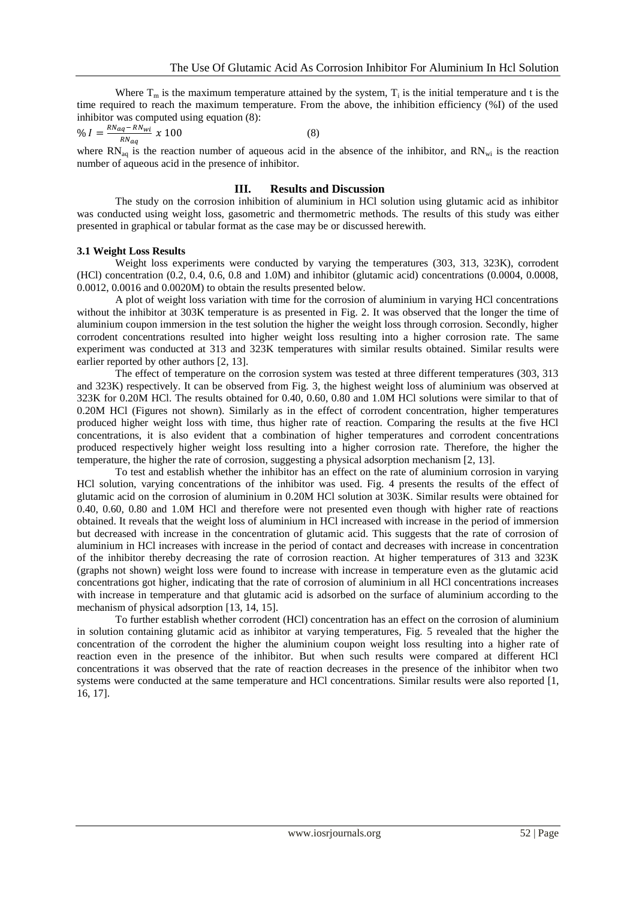Where $T_m$ is the maximum temperature attained by the system, $T_i$ is the initial temperature and t is the time required to reach the maximum temperature. From the above, the inhibition efficiency (%I) of the used inhibitor was computed using equation (8):

$$\% I = \frac{RN_{aq} - RN_{wi}}{RN_{aq}} x\ 100 \quad (8)$$

where $RN_{aq}$ is the reaction number of aqueous acid in the absence of the inhibitor, and $RN_{wi}$ is the reaction number of aqueous acid in the presence of inhibitor.

## III. Results and Discussion

The study on the corrosion inhibition of aluminium in HCl solution using glutamic acid as inhibitor was conducted using weight loss, gasometric and thermometric methods. The results of this study was either presented in graphical or tabular format as the case may be or discussed herewith.

### 3.1 Weight Loss Results

Weight loss experiments were conducted by varying the temperatures (303, 313, 323K), corrodent (HCl) concentration (0.2, 0.4, 0.6, 0.8 and 1.0M) and inhibitor (glutamic acid) concentrations (0.0004, 0.0008, 0.0012, 0.0016 and 0.0020M) to obtain the results presented below.

A plot of weight loss variation with time for the corrosion of aluminium in varying HCl concentrations without the inhibitor at 303K temperature is as presented in Fig. 2. It was observed that the longer the time of aluminium coupon immersion in the test solution the higher the weight loss through corrosion. Secondly, higher corrodent concentrations resulted into higher weight loss resulting into a higher corrosion rate. The same experiment was conducted at 313 and 323K temperatures with similar results obtained. Similar results were earlier reported by other authors [2, 13].

The effect of temperature on the corrosion system was tested at three different temperatures (303, 313 and 323K) respectively. It can be observed from Fig. 3, the highest weight loss of aluminium was observed at 323K for 0.20M HCl. The results obtained for 0.40, 0.60, 0.80 and 1.0M HCl solutions were similar to that of 0.20M HCl (Figures not shown). Similarly as in the effect of corrodent concentration, higher temperatures produced higher weight loss with time, thus higher rate of reaction. Comparing the results at the five HCl concentrations, it is also evident that a combination of higher temperatures and corrodent concentrations produced respectively higher weight loss resulting into a higher corrosion rate. Therefore, the higher the temperature, the higher the rate of corrosion, suggesting a physical adsorption mechanism [2, 13].

To test and establish whether the inhibitor has an effect on the rate of aluminium corrosion in varying HCl solution, varying concentrations of the inhibitor was used. Fig. 4 presents the results of the effect of glutamic acid on the corrosion of aluminium in 0.20M HCl solution at 303K. Similar results were obtained for 0.40, 0.60, 0.80 and 1.0M HCl and therefore were not presented even though with higher rate of reactions obtained. It reveals that the weight loss of aluminium in HCl increased with increase in the period of immersion but decreased with increase in the concentration of glutamic acid. This suggests that the rate of corrosion of aluminium in HCl increases with increase in the period of contact and decreases with increase in concentration of the inhibitor thereby decreasing the rate of corrosion reaction. At higher temperatures of 313 and 323K (graphs not shown) weight loss were found to increase with increase in temperature even as the glutamic acid concentrations got higher, indicating that the rate of corrosion of aluminium in all HCl concentrations increases with increase in temperature and that glutamic acid is adsorbed on the surface of aluminium according to the mechanism of physical adsorption [13, 14, 15].

To further establish whether corrodent (HCl) concentration has an effect on the corrosion of aluminium in solution containing glutamic acid as inhibitor at varying temperatures, Fig. 5 revealed that the higher the concentration of the corrodent the higher the aluminium coupon weight loss resulting into a higher rate of reaction even in the presence of the inhibitor. But when such results were compared at different HCl concentrations it was observed that the rate of reaction decreases in the presence of the inhibitor when two systems were conducted at the same temperature and HCl concentrations. Similar results were also reported [1, 16, 17].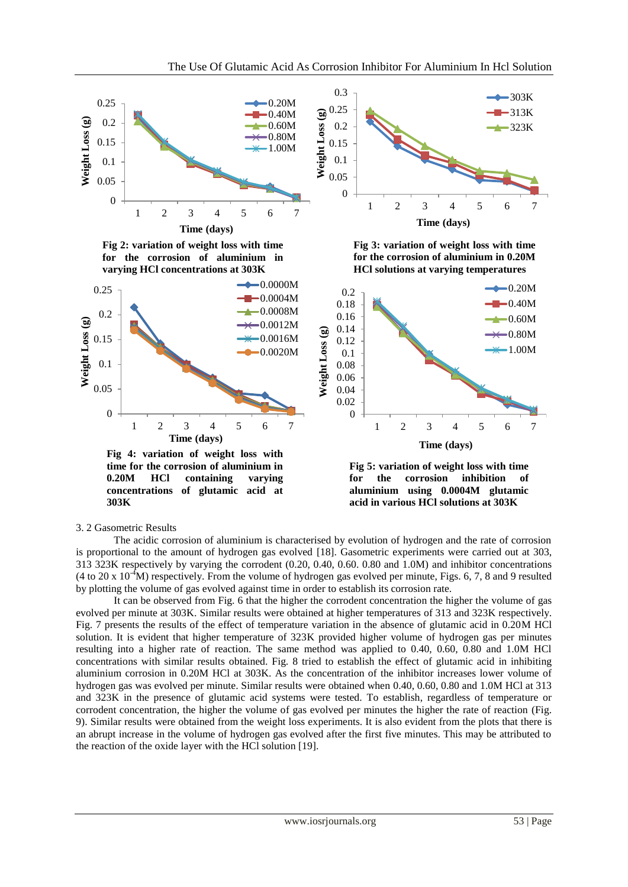Fig 2: variation of weight loss with time for the corrosion of aluminium in varying HCl concentrations at 303K

Fig 3: variation of weight loss with time for the corrosion of aluminium in 0.20M HCl solutions at varying temperatures

Fig 4: variation of weight loss with time for the corrosion of aluminium in 0.20M HCl containing varying concentrations of glutamic acid at 303K

Fig 5: variation of weight loss with time for the corrosion inhibition of aluminium using 0.0004M glutamic acid in various HCl solutions at 303K

3. 2 Gasometric Results

The acidic corrosion of aluminium is characterised by evolution of hydrogen and the rate of corrosion is proportional to the amount of hydrogen gas evolved [18]. Gasometric experiments were carried out at 303, 313 323K respectively by varying the corrodent (0.20, 0.40, 0.60. 0.80 and 1.0M) and inhibitor concentrations (4 to 20 x $10^{-4}$M) respectively. From the volume of hydrogen gas evolved per minute, Figs. 6, 7, 8 and 9 resulted by plotting the volume of gas evolved against time in order to establish its corrosion rate.

It can be observed from Fig. 6 that the higher the corrodent concentration the higher the volume of gas evolved per minute at 303K. Similar results were obtained at higher temperatures of 313 and 323K respectively. Fig. 7 presents the results of the effect of temperature variation in the absence of glutamic acid in 0.20M HCl solution. It is evident that higher temperature of 323K provided higher volume of hydrogen gas per minutes resulting into a higher rate of reaction. The same method was applied to 0.40, 0.60, 0.80 and 1.0M HCl concentrations with similar results obtained. Fig. 8 tried to establish the effect of glutamic acid in inhibiting aluminium corrosion in 0.20M HCl at 303K. As the concentration of the inhibitor increases lower volume of hydrogen gas was evolved per minute. Similar results were obtained when 0.40, 0.60, 0.80 and 1.0M HCl at 313 and 323K in the presence of glutamic acid systems were tested. To establish, regardless of temperature or corrodent concentration, the higher the volume of gas evolved per minutes the higher the rate of reaction (Fig. 9). Similar results were obtained from the weight loss experiments. It is also evident from the plots that there is an abrupt increase in the volume of hydrogen gas evolved after the first five minutes. This may be attributed to the reaction of the oxide layer with the HCl solution [19].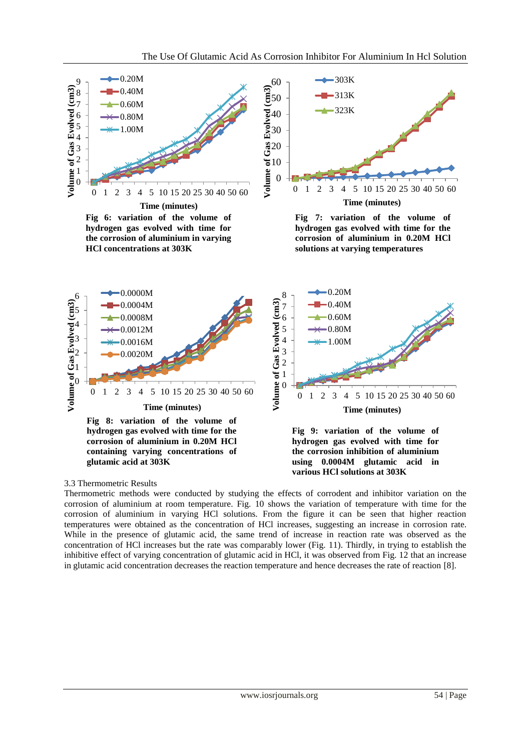Fig 6: variation of the volume of hydrogen gas evolved with time for the corrosion of aluminium in varying HCl concentrations at 303K

Fig 7: variation of the volume of hydrogen gas evolved with time for the corrosion of aluminium in 0.20M HCl solutions at varying temperatures

Fig 8: variation of the volume of hydrogen gas evolved with time for the corrosion of aluminium in 0.20M HCl containing varying concentrations of glutamic acid at 303K

Fig 9: variation of the volume of hydrogen gas evolved with time for the corrosion inhibition of aluminium using 0.0004M glutamic acid in various HCl solutions at 303K

### 3.3 Thermometric Results

Thermometric methods were conducted by studying the effects of corrodent and inhibitor variation on the corrosion of aluminium at room temperature. Fig. 10 shows the variation of temperature with time for the corrosion of aluminium in varying HCl solutions. From the figure it can be seen that higher reaction temperatures were obtained as the concentration of HCl increases, suggesting an increase in corrosion rate. While in the presence of glutamic acid, the same trend of increase in reaction rate was observed as the concentration of HCl increases but the rate was comparably lower (Fig. 11). Thirdly, in trying to establish the inhibitive effect of varying concentration of glutamic acid in HCl, it was observed from Fig. 12 that an increase in glutamic acid concentration decreases the reaction temperature and hence decreases the rate of reaction [8].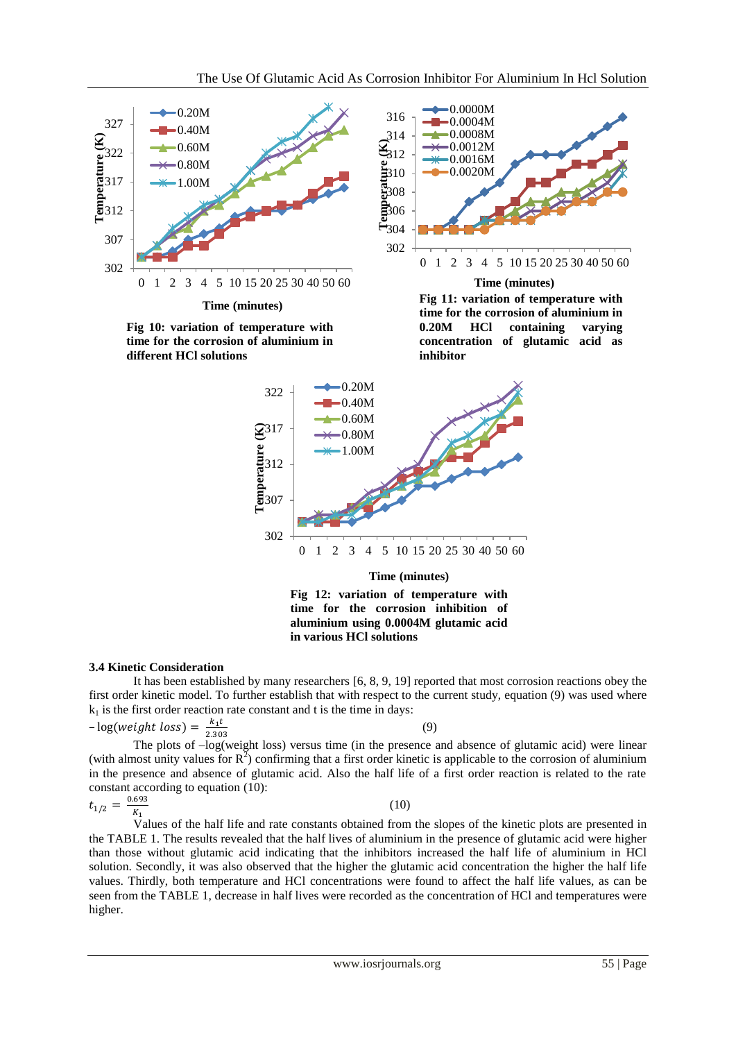Fig 10: variation of temperature with time for the corrosion of aluminium in different HCl solutions

Fig 11: variation of temperature with time for the corrosion of aluminium in 0.20M HCl containing varying concentration of glutamic acid as inhibitor

Fig 12: variation of temperature with time for the corrosion inhibition of aluminium using 0.0004M glutamic acid in various HCl solutions

### 3.4 Kinetic Consideration

It has been established by many researchers [6, 8, 9, 19] reported that most corrosion reactions obey the first order kinetic model. To further establish that with respect to the current study, equation (9) was used where $k_1$ is the first order reaction rate constant and t is the time in days:

$$-\log(weight\ loss) = \frac{k_1 t}{2.303} \quad (9)$$

The plots of –log(weight loss) versus time (in the presence and absence of glutamic acid) were linear (with almost unity values for $R^2$) confirming that a first order kinetic is applicable to the corrosion of aluminium in the presence and absence of glutamic acid. Also the half life of a first order reaction is related to the rate constant according to equation (10):

$$t_{1/2} = \frac{0.693}{K_1} \quad (10)$$

Values of the half life and rate constants obtained from the slopes of the kinetic plots are presented in the TABLE 1. The results revealed that the half lives of aluminium in the presence of glutamic acid were higher than those without glutamic acid indicating that the inhibitors increased the half life of aluminium in HCl solution. Secondly, it was also observed that the higher the glutamic acid concentration the higher the half life values. Thirdly, both temperature and HCl concentrations were found to affect the half life values, as can be seen from the TABLE 1, decrease in half lives were recorded as the concentration of HCl and temperatures were higher.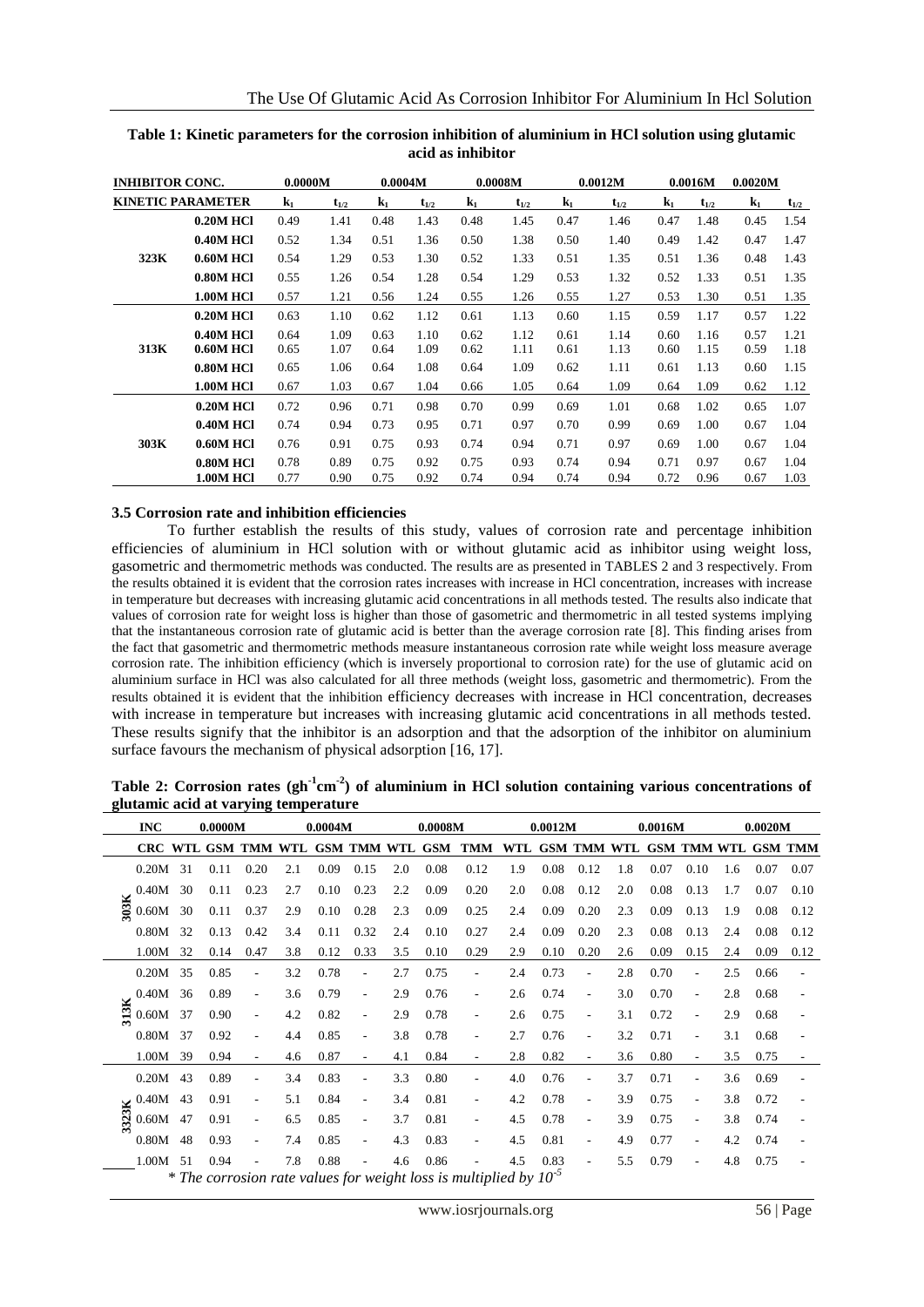**Table 1: Kinetic parameters for the corrosion inhibition of aluminium in HCl solution using glutamic acid as inhibitor**

| INHIBITOR CONC. | | 0.0000M | | 0.0004M | | 0.0008M | | 0.0012M | | 0.0016M | | 0.0020M | |
|---|---|---|---|---|---|---|---|---|---|---|---|---|---|
| KINETIC PARAMETER | | $k_1$ | $t_{1/2}$ | $k_1$ | $t_{1/2}$ | $k_1$ | $t_{1/2}$ | $k_1$ | $t_{1/2}$ | $k_1$ | $t_{1/2}$ | $k_1$ | $t_{1/2}$ |
| 323K | 0.20M HCl | 0.49 | 1.41 | 0.48 | 1.43 | 0.48 | 1.45 | 0.47 | 1.46 | 0.47 | 1.48 | 0.45 | 1.54 |
| | 0.40M HCl | 0.52 | 1.34 | 0.51 | 1.36 | 0.50 | 1.38 | 0.50 | 1.40 | 0.49 | 1.42 | 0.47 | 1.47 |
| | 0.60M HCl | 0.54 | 1.29 | 0.53 | 1.30 | 0.52 | 1.33 | 0.51 | 1.35 | 0.51 | 1.36 | 0.48 | 1.43 |
| | 0.80M HCl | 0.55 | 1.26 | 0.54 | 1.28 | 0.54 | 1.29 | 0.53 | 1.32 | 0.52 | 1.33 | 0.51 | 1.35 |
| | 1.00M HCl | 0.57 | 1.21 | 0.56 | 1.24 | 0.55 | 1.26 | 0.55 | 1.27 | 0.53 | 1.30 | 0.51 | 1.35 |
| 313K | 0.20M HCl | 0.63 | 1.10 | 0.62 | 1.12 | 0.61 | 1.13 | 0.60 | 1.15 | 0.59 | 1.17 | 0.57 | 1.22 |
| | 0.40M HCl | 0.64 | 1.09 | 0.63 | 1.10 | 0.62 | 1.12 | 0.61 | 1.14 | 0.60 | 1.16 | 0.57 | 1.21 |
| | 0.60M HCl | 0.65 | 1.07 | 0.64 | 1.09 | 0.62 | 1.11 | 0.61 | 1.13 | 0.60 | 1.15 | 0.59 | 1.18 |
| | 0.80M HCl | 0.65 | 1.06 | 0.64 | 1.08 | 0.64 | 1.09 | 0.62 | 1.11 | 0.61 | 1.13 | 0.60 | 1.15 |
| | 1.00M HCl | 0.67 | 1.03 | 0.67 | 1.04 | 0.66 | 1.05 | 0.64 | 1.09 | 0.64 | 1.09 | 0.62 | 1.12 |
| 303K | 0.20M HCl | 0.72 | 0.96 | 0.71 | 0.98 | 0.70 | 0.99 | 0.69 | 1.01 | 0.68 | 1.02 | 0.65 | 1.07 |
| | 0.40M HCl | 0.74 | 0.94 | 0.73 | 0.95 | 0.71 | 0.97 | 0.70 | 0.99 | 0.69 | 1.00 | 0.67 | 1.04 |
| | 0.60M HCl | 0.76 | 0.91 | 0.75 | 0.93 | 0.74 | 0.94 | 0.71 | 0.97 | 0.69 | 1.00 | 0.67 | 1.04 |
| | 0.80M HCl | 0.78 | 0.89 | 0.75 | 0.92 | 0.75 | 0.93 | 0.74 | 0.94 | 0.71 | 0.97 | 0.67 | 1.04 |
| | 1.00M HCl | 0.77 | 0.90 | 0.75 | 0.92 | 0.74 | 0.94 | 0.74 | 0.94 | 0.72 | 0.96 | 0.67 | 1.03 |

### 3.5 Corrosion rate and inhibition efficiencies

To further establish the results of this study, values of corrosion rate and percentage inhibition efficiencies of aluminium in HCl solution with or without glutamic acid as inhibitor using weight loss, gasometric and thermometric methods was conducted. The results are as presented in TABLES 2 and 3 respectively. From the results obtained it is evident that the corrosion rates increases with increase in HCl concentration, increases with increase in temperature but decreases with increasing glutamic acid concentrations in all methods tested. The results also indicate that values of corrosion rate for weight loss is higher than those of gasometric and thermometric in all tested systems implying that the instantaneous corrosion rate of glutamic acid is better than the average corrosion rate [8]. This finding arises from the fact that gasometric and thermometric methods measure instantaneous corrosion rate while weight loss measure average corrosion rate. The inhibition efficiency (which is inversely proportional to corrosion rate) for the use of glutamic acid on aluminium surface in HCl was also calculated for all three methods (weight loss, gasometric and thermometric). From the results obtained it is evident that the inhibition efficiency decreases with increase in HCl concentration, decreases with increase in temperature but increases with increasing glutamic acid concentrations in all methods tested. These results signify that the inhibitor is an adsorption and that the adsorption of the inhibitor on aluminium surface favours the mechanism of physical adsorption [16, 17].

**Table 2: Corrosion rates ($gh^{-1}cm^{-2}$) of aluminium in HCl solution containing various concentrations of glutamic acid at varying temperature**

| | INC | 0.0000M | | | 0.0004M | | | 0.0008M | | | 0.0012M | | | 0.0016M | | | 0.0020M | | |
|---|---|---|---|---|---|---|---|---|---|---|---|---|---|---|---|---|---|---|---|
| | CRC | WTL | GSM | TMM | WTL | GSM | TMM | WTL | GSM | TMM | WTL | GSM | TMM | WTL | GSM | TMM | WTL | GSM | TMM |
| 303K | 0.20M | 31 | 0.11 | 0.20 | 2.1 | 0.09 | 0.15 | 2.0 | 0.08 | 0.12 | 1.9 | 0.08 | 0.12 | 1.8 | 0.07 | 0.10 | 1.6 | 0.07 | 0.07 |
| | 0.40M | 30 | 0.11 | 0.23 | 2.7 | 0.10 | 0.23 | 2.2 | 0.09 | 0.20 | 2.0 | 0.08 | 0.12 | 2.0 | 0.08 | 0.13 | 1.7 | 0.07 | 0.10 |
| | 0.60M | 30 | 0.11 | 0.37 | 2.9 | 0.10 | 0.28 | 2.3 | 0.09 | 0.25 | 2.4 | 0.09 | 0.20 | 2.3 | 0.09 | 0.13 | 1.9 | 0.08 | 0.12 |
| | 0.80M | 32 | 0.13 | 0.42 | 3.4 | 0.11 | 0.32 | 2.4 | 0.10 | 0.27 | 2.4 | 0.09 | 0.20 | 2.3 | 0.08 | 0.13 | 2.4 | 0.08 | 0.12 |
| | 1.00M | 32 | 0.14 | 0.47 | 3.8 | 0.12 | 0.33 | 3.5 | 0.10 | 0.29 | 2.9 | 0.10 | 0.20 | 2.6 | 0.09 | 0.15 | 2.4 | 0.09 | 0.12 |
| 313K | 0.20M | 35 | 0.85 | - | 3.2 | 0.78 | - | 2.7 | 0.75 | - | 2.4 | 0.73 | - | 2.8 | 0.70 | - | 2.5 | 0.66 | - |
| | 0.40M | 36 | 0.89 | - | 3.6 | 0.79 | - | 2.9 | 0.76 | - | 2.6 | 0.74 | - | 3.0 | 0.70 | - | 2.8 | 0.68 | - |
| | 0.60M | 37 | 0.90 | - | 4.2 | 0.82 | - | 2.9 | 0.78 | - | 2.6 | 0.75 | - | 3.1 | 0.72 | - | 2.9 | 0.68 | - |
| | 0.80M | 37 | 0.92 | - | 4.4 | 0.85 | - | 3.8 | 0.78 | - | 2.7 | 0.76 | - | 3.2 | 0.71 | - | 3.1 | 0.68 | - |
| | 1.00M | 39 | 0.94 | - | 4.6 | 0.87 | - | 4.1 | 0.84 | - | 2.8 | 0.82 | - | 3.6 | 0.80 | - | 3.5 | 0.75 | - |
| 3323K | 0.20M | 43 | 0.89 | - | 3.4 | 0.83 | - | 3.3 | 0.80 | - | 4.0 | 0.76 | - | 3.7 | 0.71 | - | 3.6 | 0.69 | - |
| | 0.40M | 43 | 0.91 | - | 5.1 | 0.84 | - | 3.4 | 0.81 | - | 4.2 | 0.78 | - | 3.9 | 0.75 | - | 3.8 | 0.72 | - |
| | 0.60M | 47 | 0.91 | - | 6.5 | 0.85 | - | 3.7 | 0.81 | - | 4.5 | 0.78 | - | 3.9 | 0.75 | - | 3.8 | 0.74 | - |
| | 0.80M | 48 | 0.93 | - | 7.4 | 0.85 | - | 4.3 | 0.83 | - | 4.5 | 0.81 | - | 4.9 | 0.77 | - | 4.2 | 0.74 | - |
| | 1.00M | 51 | 0.94 | - | 7.8 | 0.88 | - | 4.6 | 0.86 | - | 4.5 | 0.83 | - | 5.5 | 0.79 | - | 4.8 | 0.75 | - |

*\* The corrosion rate values for weight loss is multiplied by $10^{-5}$*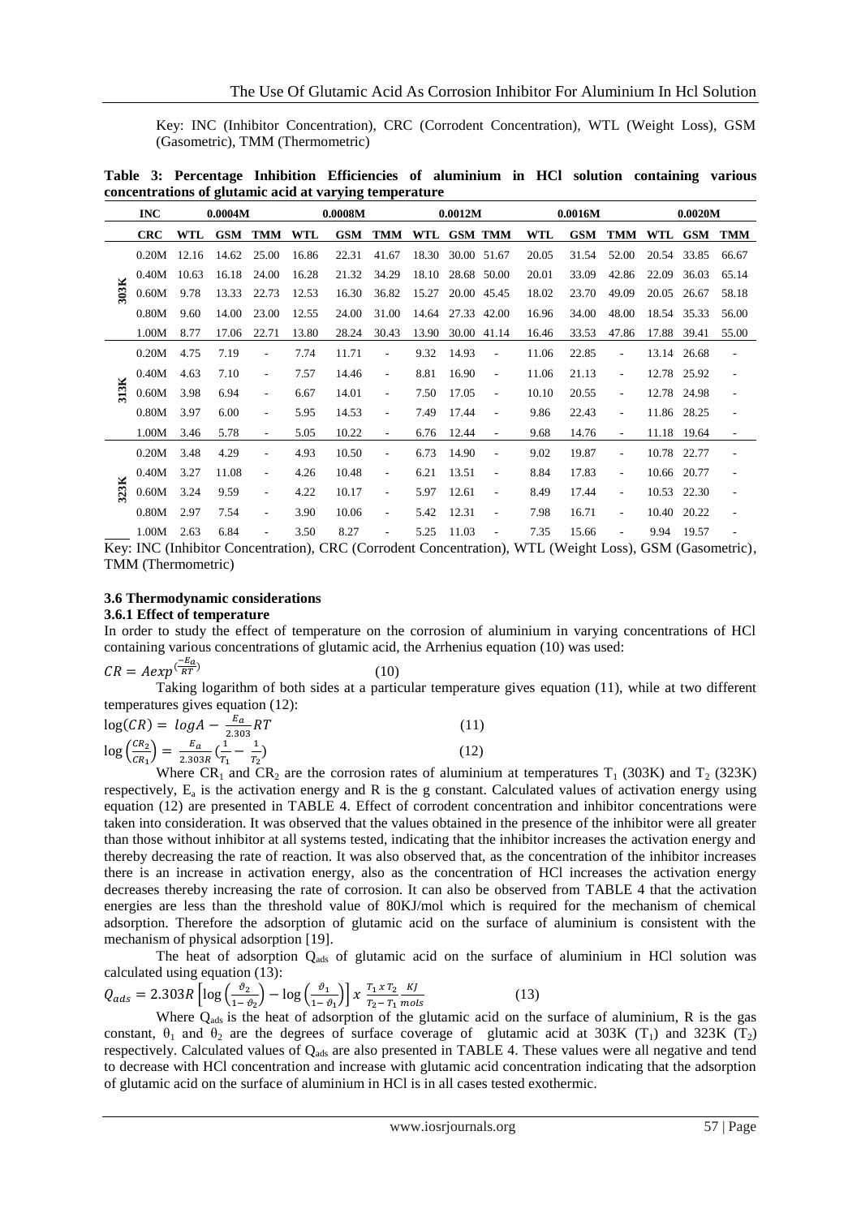Key: INC (Inhibitor Concentration), CRC (Corrodent Concentration), WTL (Weight Loss), GSM (Gasometric), TMM (Thermometric)

**Table 3: Percentage Inhibition Efficiencies of aluminium in HCl solution containing various concentrations of glutamic acid at varying temperature**

| | INC | 0.0004M | | | 0.0008M | | | 0.0012M | | | 0.0016M | | | 0.0020M | | |
|---|---|---|---|---|---|---|---|---|---|---|---|---|---|---|---|---|
| | CRC | WTL | GSM | TMM | WTL | GSM | TMM | WTL | GSM | TMM | WTL | GSM | TMM | WTL | GSM | TMM |
| 303K | 0.20M | 12.16 | 14.62 | 25.00 | 16.86 | 22.31 | 41.67 | 18.30 | 30.00 | 51.67 | 20.05 | 31.54 | 52.00 | 20.54 | 33.85 | 66.67 |
| | 0.40M | 10.63 | 16.18 | 24.00 | 16.28 | 21.32 | 34.29 | 18.10 | 28.68 | 50.00 | 20.01 | 33.09 | 42.86 | 22.09 | 36.03 | 65.14 |
| | 0.60M | 9.78 | 13.33 | 22.73 | 12.53 | 16.30 | 36.82 | 15.27 | 20.00 | 45.45 | 18.02 | 23.70 | 49.09 | 20.05 | 26.67 | 58.18 |
| | 0.80M | 9.60 | 14.00 | 23.00 | 12.55 | 24.00 | 31.00 | 14.64 | 27.33 | 42.00 | 16.96 | 34.00 | 48.00 | 18.54 | 35.33 | 56.00 |
| | 1.00M | 8.77 | 17.06 | 22.71 | 13.80 | 28.24 | 30.43 | 13.90 | 30.00 | 41.14 | 16.46 | 33.53 | 47.86 | 17.88 | 39.41 | 55.00 |
| 313K | 0.20M | 4.75 | 7.19 | - | 7.74 | 11.71 | - | 9.32 | 14.93 | - | 11.06 | 22.85 | - | 13.14 | 26.68 | - |
| | 0.40M | 4.63 | 7.10 | - | 7.57 | 14.46 | - | 8.81 | 16.90 | - | 11.06 | 21.13 | - | 12.78 | 25.92 | - |
| | 0.60M | 3.98 | 6.94 | - | 6.67 | 14.01 | - | 7.50 | 17.05 | - | 10.10 | 20.55 | - | 12.78 | 24.98 | - |
| | 0.80M | 3.97 | 6.00 | - | 5.95 | 14.53 | - | 7.49 | 17.44 | - | 9.86 | 22.43 | - | 11.86 | 28.25 | - |
| | 1.00M | 3.46 | 5.78 | - | 5.05 | 10.22 | - | 6.76 | 12.44 | - | 9.68 | 14.76 | - | 11.18 | 19.64 | - |
| 323K | 0.20M | 3.48 | 4.29 | - | 4.93 | 10.50 | - | 6.73 | 14.90 | - | 9.02 | 19.87 | - | 10.78 | 22.77 | - |
| | 0.40M | 3.27 | 11.08 | - | 4.26 | 10.48 | - | 6.21 | 13.51 | - | 8.84 | 17.83 | - | 10.66 | 20.77 | - |
| | 0.60M | 3.24 | 9.59 | - | 4.22 | 10.17 | - | 5.97 | 12.61 | - | 8.49 | 17.44 | - | 10.53 | 22.30 | - |
| | 0.80M | 2.97 | 7.54 | - | 3.90 | 10.06 | - | 5.42 | 12.31 | - | 7.98 | 16.71 | - | 10.40 | 20.22 | - |
| | 1.00M | 2.63 | 6.84 | - | 3.50 | 8.27 | - | 5.25 | 11.03 | - | 7.35 | 15.66 | - | 9.94 | 19.57 | - |

Key: INC (Inhibitor Concentration), CRC (Corrodent Concentration), WTL (Weight Loss), GSM (Gasometric), TMM (Thermometric)

### 3.6 Thermodynamic considerations

#### 3.6.1 Effect of temperature

In order to study the effect of temperature on the corrosion of aluminium in varying concentrations of HCl containing various concentrations of glutamic acid, the Arrhenius equation (10) was used:

$$CR = Aexp^{\left(\frac{-E_a}{RT}\right)} \qquad (10)$$

Taking logarithm of both sides at a particular temperature gives equation (11), while at two different temperatures gives equation (12):

$$\log(CR) = \log A - \frac{E_a}{2.303}RT \qquad (11)$$

$$\log\left(\frac{CR_2}{CR_1}\right) = \frac{E_a}{2.303R}\left(\frac{1}{T_1} - \frac{1}{T_2}\right) \qquad (12)$$

Where $CR_1$ and $CR_2$ are the corrosion rates of aluminium at temperatures $T_1$ (303K) and $T_2$ (323K) respectively, $E_a$ is the activation energy and R is the g constant. Calculated values of activation energy using equation (12) are presented in TABLE 4. Effect of corrodent concentration and inhibitor concentrations were taken into consideration. It was observed that the values obtained in the presence of the inhibitor were all greater than those without inhibitor at all systems tested, indicating that the inhibitor increases the activation energy and thereby decreasing the rate of reaction. It was also observed that, as the concentration of the inhibitor increases there is an increase in activation energy, also as the concentration of HCl increases the activation energy decreases thereby increasing the rate of corrosion. It can also be observed from TABLE 4 that the activation energies are less than the threshold value of 80KJ/mol which is required for the mechanism of chemical adsorption. Therefore the adsorption of glutamic acid on the surface of aluminium is consistent with the mechanism of physical adsorption [19].

The heat of adsorption $Q_{ads}$ of glutamic acid on the surface of aluminium in HCl solution was calculated using equation (13):

$$Q_{ads} = 2.303R\left[\log\left(\frac{\vartheta_2}{1-\vartheta_2}\right) - \log\left(\frac{\vartheta_1}{1-\vartheta_1}\right)\right] x \ \frac{T_1 \, x \, T_2}{T_2 - T_1} \frac{KJ}{mols} \qquad (13)$$

Where $Q_{ads}$ is the heat of adsorption of the glutamic acid on the surface of aluminium, R is the gas constant, $\theta_1$ and $\theta_2$ are the degrees of surface coverage of glutamic acid at 303K ($T_1$) and 323K ($T_2$) respectively. Calculated values of $Q_{ads}$ are also presented in TABLE 4. These values were all negative and tend to decrease with HCl concentration and increase with glutamic acid concentration indicating that the adsorption of glutamic acid on the surface of aluminium in HCl is in all cases tested exothermic.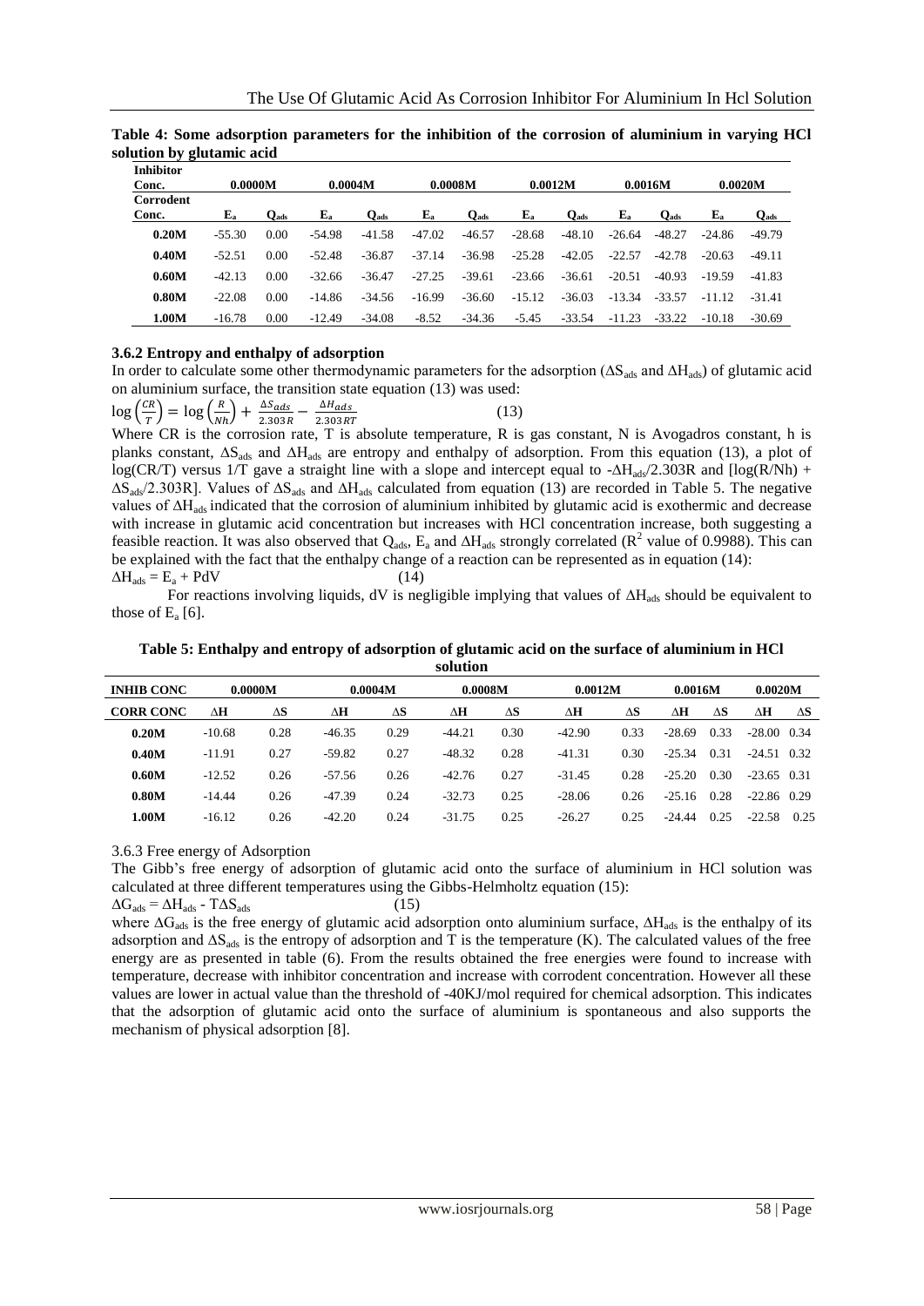**Table 4: Some adsorption parameters for the inhibition of the corrosion of aluminium in varying HCl solution by glutamic acid**

| Inhibitor Conc. | 0.0000M | | 0.0004M | | 0.0008M | | 0.0012M | | 0.0016M | | 0.0020M | |
|---|---|---|---|---|---|---|---|---|---|---|---|---|
| Corrodent Conc. | $E_a$ | $Q_{ads}$ | $E_a$ | $Q_{ads}$ | $E_a$ | $Q_{ads}$ | $E_a$ | $Q_{ads}$ | $E_a$ | $Q_{ads}$ | $E_a$ | $Q_{ads}$ |
| **0.20M** | -55.30 | 0.00 | -54.98 | -41.58 | -47.02 | -46.57 | -28.68 | -48.10 | -26.64 | -48.27 | -24.86 | -49.79 |
| **0.40M** | -52.51 | 0.00 | -52.48 | -36.87 | -37.14 | -36.98 | -25.28 | -42.05 | -22.57 | -42.78 | -20.63 | -49.11 |
| **0.60M** | -42.13 | 0.00 | -32.66 | -36.47 | -27.25 | -39.61 | -23.66 | -36.61 | -20.51 | -40.93 | -19.59 | -41.83 |
| **0.80M** | -22.08 | 0.00 | -14.86 | -34.56 | -16.99 | -36.60 | -15.12 | -36.03 | -13.34 | -33.57 | -11.12 | -31.41 |
| **1.00M** | -16.78 | 0.00 | -12.49 | -34.08 | -8.52 | -34.36 | -5.45 | -33.54 | -11.23 | -33.22 | -10.18 | -30.69 |

### 3.6.2 Entropy and enthalpy of adsorption

In order to calculate some other thermodynamic parameters for the adsorption ($\Delta S_{ads}$ and $\Delta H_{ads}$) of glutamic acid on aluminium surface, the transition state equation (13) was used:

$$\log\left(\frac{CR}{T}\right) = \log\left(\frac{R}{Nh}\right) + \frac{\Delta S_{ads}}{2.303R} - \frac{\Delta H_{ads}}{2.303RT} \qquad (13)$$

Where CR is the corrosion rate, T is absolute temperature, R is gas constant, N is Avogadros constant, h is planks constant, $\Delta S_{ads}$ and $\Delta H_{ads}$ are entropy and enthalpy of adsorption. From this equation (13), a plot of log(CR/T) versus 1/T gave a straight line with a slope and intercept equal to $-\Delta H_{ads}/2.303R$ and $[\log(R/Nh) + \Delta S_{ads}/2.303R]$. Values of $\Delta S_{ads}$ and $\Delta H_{ads}$ calculated from equation (13) are recorded in Table 5. The negative values of $\Delta H_{ads}$ indicated that the corrosion of aluminium inhibited by glutamic acid is exothermic and decrease with increase in glutamic acid concentration but increases with HCl concentration increase, both suggesting a feasible reaction. It was also observed that $Q_{ads}$, $E_a$ and $\Delta H_{ads}$ strongly correlated ($R^2$ value of 0.9988). This can be explained with the fact that the enthalpy change of a reaction can be represented as in equation (14):

$$\Delta H_{ads} = E_a + PdV \qquad (14)$$

For reactions involving liquids, dV is negligible implying that values of $\Delta H_{ads}$ should be equivalent to those of $E_a$ [6].

**Table 5: Enthalpy and entropy of adsorption of glutamic acid on the surface of aluminium in HCl solution**

| INHIB CONC | 0.0000M | | 0.0004M | | 0.0008M | | 0.0012M | | 0.0016M | | 0.0020M | |
|---|---|---|---|---|---|---|---|---|---|---|---|---|
| CORR CONC | ΔH | ΔS | ΔH | ΔS | ΔH | ΔS | ΔH | ΔS | ΔH | ΔS | ΔH | ΔS |
| **0.20M** | -10.68 | 0.28 | -46.35 | 0.29 | -44.21 | 0.30 | -42.90 | 0.33 | -28.69 | 0.33 | -28.00 | 0.34 |
| **0.40M** | -11.91 | 0.27 | -59.82 | 0.27 | -48.32 | 0.28 | -41.31 | 0.30 | -25.34 | 0.31 | -24.51 | 0.32 |
| **0.60M** | -12.52 | 0.26 | -57.56 | 0.26 | -42.76 | 0.27 | -31.45 | 0.28 | -25.20 | 0.30 | -23.65 | 0.31 |
| **0.80M** | -14.44 | 0.26 | -47.39 | 0.24 | -32.73 | 0.25 | -28.06 | 0.26 | -25.16 | 0.28 | -22.86 | 0.29 |
| **1.00M** | -16.12 | 0.26 | -42.20 | 0.24 | -31.75 | 0.25 | -26.27 | 0.25 | -24.44 | 0.25 | -22.58 | 0.25 |

### 3.6.3 Free energy of Adsorption

The Gibb's free energy of adsorption of glutamic acid onto the surface of aluminium in HCl solution was calculated at three different temperatures using the Gibbs-Helmholtz equation (15):

$$\Delta G_{ads} = \Delta H_{ads} - T\Delta S_{ads} \qquad (15)$$

where $\Delta G_{ads}$ is the free energy of glutamic acid adsorption onto aluminium surface, $\Delta H_{ads}$ is the enthalpy of its adsorption and $\Delta S_{ads}$ is the entropy of adsorption and T is the temperature (K). The calculated values of the free energy are as presented in table (6). From the results obtained the free energies were found to increase with temperature, decrease with inhibitor concentration and increase with corrodent concentration. However all these values are lower in actual value than the threshold of -40KJ/mol required for chemical adsorption. This indicates that the adsorption of glutamic acid onto the surface of aluminium is spontaneous and also supports the mechanism of physical adsorption [8].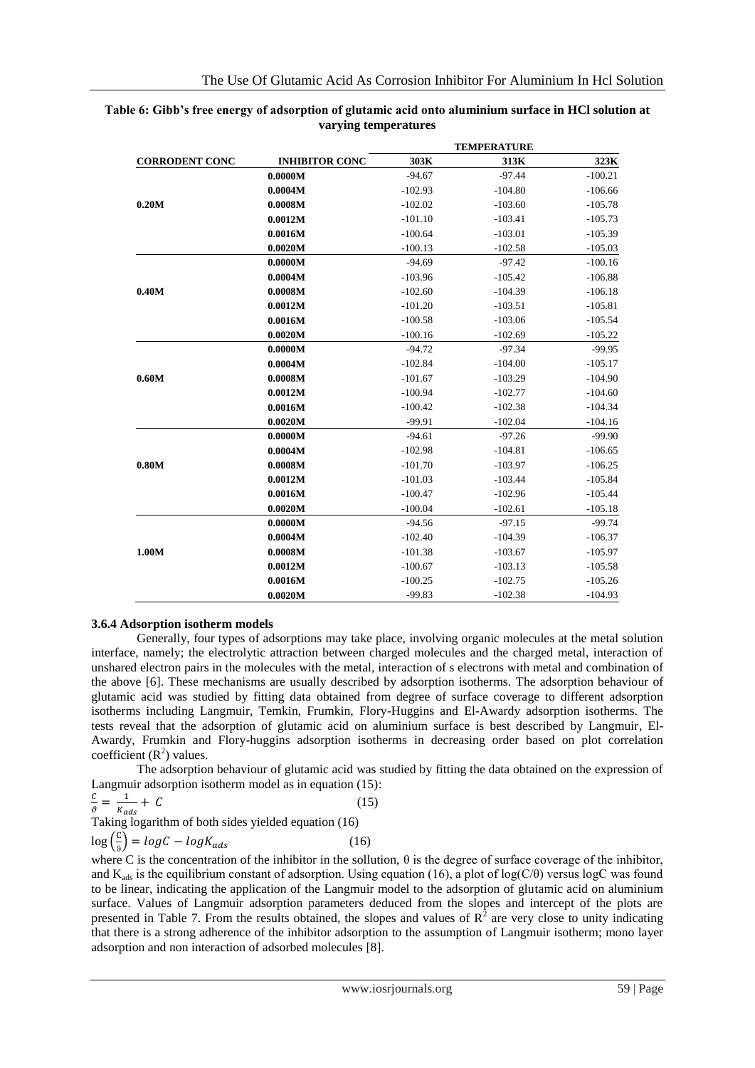**Table 6: Gibb's free energy of adsorption of glutamic acid onto aluminium surface in HCl solution at varying temperatures**

| CORRODENT CONC | INHIBITOR CONC | TEMPERATURE 303K | 313K | 323K |
|---|---|---|---|---|
| 0.20M | 0.0000M | -94.67 | -97.44 | -100.21 |
| | 0.0004M | -102.93 | -104.80 | -106.66 |
| | 0.0008M | -102.02 | -103.60 | -105.78 |
| | 0.0012M | -101.10 | -103.41 | -105.73 |
| | 0.0016M | -100.64 | -103.01 | -105.39 |
| | 0.0020M | -100.13 | -102.58 | -105.03 |
| 0.40M | 0.0000M | -94.69 | -97.42 | -100.16 |
| | 0.0004M | -103.96 | -105.42 | -106.88 |
| | 0.0008M | -102.60 | -104.39 | -106.18 |
| | 0.0012M | -101.20 | -103.51 | -105.81 |
| | 0.0016M | -100.58 | -103.06 | -105.54 |
| | 0.0020M | -100.16 | -102.69 | -105.22 |
| 0.60M | 0.0000M | -94.72 | -97.34 | -99.95 |
| | 0.0004M | -102.84 | -104.00 | -105.17 |
| | 0.0008M | -101.67 | -103.29 | -104.90 |
| | 0.0012M | -100.94 | -102.77 | -104.60 |
| | 0.0016M | -100.42 | -102.38 | -104.34 |
| | 0.0020M | -99.91 | -102.04 | -104.16 |
| 0.80M | 0.0000M | -94.61 | -97.26 | -99.90 |
| | 0.0004M | -102.98 | -104.81 | -106.65 |
| | 0.0008M | -101.70 | -103.97 | -106.25 |
| | 0.0012M | -101.03 | -103.44 | -105.84 |
| | 0.0016M | -100.47 | -102.96 | -105.44 |
| | 0.0020M | -100.04 | -102.61 | -105.18 |
| 1.00M | 0.0000M | -94.56 | -97.15 | -99.74 |
| | 0.0004M | -102.40 | -104.39 | -106.37 |
| | 0.0008M | -101.38 | -103.67 | -105.97 |
| | 0.0012M | -100.67 | -103.13 | -105.58 |
| | 0.0016M | -100.25 | -102.75 | -105.26 |
| | 0.0020M | -99.83 | -102.38 | -104.93 |

### 3.6.4 Adsorption isotherm models

Generally, four types of adsorptions may take place, involving organic molecules at the metal solution interface, namely; the electrolytic attraction between charged molecules and the charged metal, interaction of unshared electron pairs in the molecules with the metal, interaction of s electrons with metal and combination of the above [6]. These mechanisms are usually described by adsorption isotherms. The adsorption behaviour of glutamic acid was studied by fitting data obtained from degree of surface coverage to different adsorption isotherms including Langmuir, Temkin, Frumkin, Flory-Huggins and El-Awardy adsorption isotherms. The tests reveal that the adsorption of glutamic acid on aluminium surface is best described by Langmuir, El-Awardy, Frumkin and Flory-huggins adsorption isotherms in decreasing order based on plot correlation coefficient ($R^2$) values.

The adsorption behaviour of glutamic acid was studied by fitting the data obtained on the expression of Langmuir adsorption isotherm model as in equation (15):

$$\frac{C}{\vartheta} = \frac{1}{K_{ads}} + C \tag{15}$$

Taking logarithm of both sides yielded equation (16)

$$\log\left(\frac{C}{\vartheta}\right) = logC - logK_{ads} \tag{16}$$

where C is the concentration of the inhibitor in the sollution, θ is the degree of surface coverage of the inhibitor, and $K_{ads}$ is the equilibrium constant of adsorption. Using equation (16), a plot of log(C/θ) versus logC was found to be linear, indicating the application of the Langmuir model to the adsorption of glutamic acid on aluminium surface. Values of Langmuir adsorption parameters deduced from the slopes and intercept of the plots are presented in Table 7. From the results obtained, the slopes and values of $R^2$ are very close to unity indicating that there is a strong adherence of the inhibitor adsorption to the assumption of Langmuir isotherm; mono layer adsorption and non interaction of adsorbed molecules [8].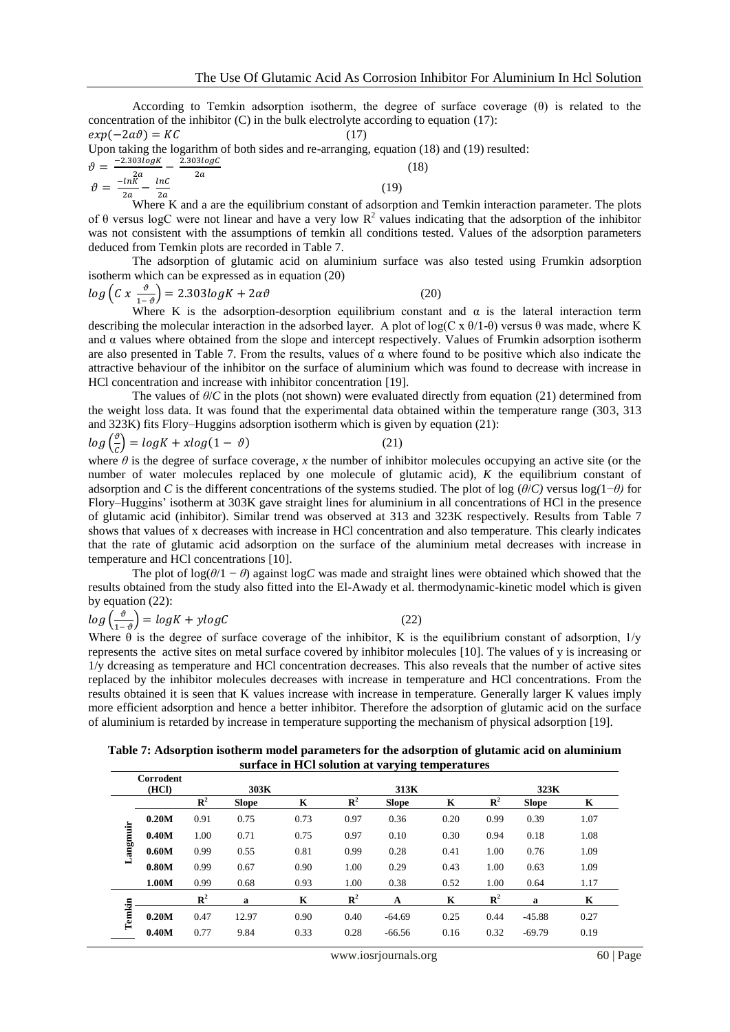According to Temkin adsorption isotherm, the degree of surface coverage (θ) is related to the concentration of the inhibitor (C) in the bulk electrolyte according to equation (17):

$$exp(-2a\vartheta) = KC \quad (17)$$

Upon taking the logarithm of both sides and re-arranging, equation (18) and (19) resulted:

$$\vartheta = \frac{-2.303logK}{2a} - \frac{2.303logC}{2a} \quad (18)$$

$$\vartheta = \frac{-lnK}{2a} - \frac{lnC}{2a} \quad (19)$$

Where K and a are the equilibrium constant of adsorption and Temkin interaction parameter. The plots of θ versus logC were not linear and have a very low $R^2$ values indicating that the adsorption of the inhibitor was not consistent with the assumptions of temkin all conditions tested. Values of the adsorption parameters deduced from Temkin plots are recorded in Table 7.

The adsorption of glutamic acid on aluminium surface was also tested using Frumkin adsorption isotherm which can be expressed as in equation (20)

$$log\left(C\ x\ \frac{\vartheta}{1-\vartheta}\right) = 2.303logK + 2\alpha\vartheta \quad (20)$$

Where K is the adsorption-desorption equilibrium constant and α is the lateral interaction term describing the molecular interaction in the adsorbed layer. A plot of log(C x θ/1-θ) versus θ was made, where K and α values where obtained from the slope and intercept respectively. Values of Frumkin adsorption isotherm are also presented in Table 7. From the results, values of α where found to be positive which also indicate the attractive behaviour of the inhibitor on the surface of aluminium which was found to decrease with increase in HCl concentration and increase with inhibitor concentration [19].

The values of *θ/C* in the plots (not shown) were evaluated directly from equation (21) determined from the weight loss data. It was found that the experimental data obtained within the temperature range (303, 313 and 323K) fits Flory–Huggins adsorption isotherm which is given by equation (21):

$$log\left(\frac{\vartheta}{C}\right) = logK + xlog(1-\vartheta) \quad (21)$$

where *θ* is the degree of surface coverage, *x* the number of inhibitor molecules occupying an active site (or the number of water molecules replaced by one molecule of glutamic acid), *K* the equilibrium constant of adsorption and *C* is the different concentrations of the systems studied. The plot of log (*θ/C)* versus log*(1−θ)* for Flory–Huggins' isotherm at 303K gave straight lines for aluminium in all concentrations of HCl in the presence of glutamic acid (inhibitor). Similar trend was observed at 313 and 323K respectively. Results from Table 7 shows that values of x decreases with increase in HCl concentration and also temperature. This clearly indicates that the rate of glutamic acid adsorption on the surface of the aluminium metal decreases with increase in temperature and HCl concentrations [10].

The plot of log(*θ*/1 − *θ*) against log*C* was made and straight lines were obtained which showed that the results obtained from the study also fitted into the El-Awady et al. thermodynamic-kinetic model which is given by equation (22):

$$log\left(\frac{\vartheta}{1-\vartheta}\right) = logK + ylogC \quad (22)$$

Where θ is the degree of surface coverage of the inhibitor, K is the equilibrium constant of adsorption, 1/y represents the active sites on metal surface covered by inhibitor molecules [10]. The values of y is increasing or 1/y dcreasing as temperature and HCl concentration decreases. This also reveals that the number of active sites replaced by the inhibitor molecules decreases with increase in temperature and HCl concentrations. From the results obtained it is seen that K values increase with increase in temperature. Generally larger K values imply more efficient adsorption and hence a better inhibitor. Therefore the adsorption of glutamic acid on the surface of aluminium is retarded by increase in temperature supporting the mechanism of physical adsorption [19].

**Table 7: Adsorption isotherm model parameters for the adsorption of glutamic acid on aluminium surface in HCl solution at varying temperatures**

| | Corrodent (HCl) | 303K | | | 313K | | | 323K | | |
|---|---|---|---|---|---|---|---|---|---|---|
| | | $R^2$ | Slope | K | $R^2$ | Slope | K | $R^2$ | Slope | K |
| Langmuir | 0.20M | 0.91 | 0.75 | 0.73 | 0.97 | 0.36 | 0.20 | 0.99 | 0.39 | 1.07 |
| | 0.40M | 1.00 | 0.71 | 0.75 | 0.97 | 0.10 | 0.30 | 0.94 | 0.18 | 1.08 |
| | 0.60M | 0.99 | 0.55 | 0.81 | 0.99 | 0.28 | 0.41 | 1.00 | 0.76 | 1.09 |
| | 0.80M | 0.99 | 0.67 | 0.90 | 1.00 | 0.29 | 0.43 | 1.00 | 0.63 | 1.09 |
| | 1.00M | 0.99 | 0.68 | 0.93 | 1.00 | 0.38 | 0.52 | 1.00 | 0.64 | 1.17 |
| Temkin | | $R^2$ | a | K | $R^2$ | A | K | $R^2$ | a | K |
| | 0.20M | 0.47 | 12.97 | 0.90 | 0.40 | -64.69 | 0.25 | 0.44 | -45.88 | 0.27 |
| | 0.40M | 0.77 | 9.84 | 0.33 | 0.28 | -66.56 | 0.16 | 0.32 | -69.79 | 0.19 |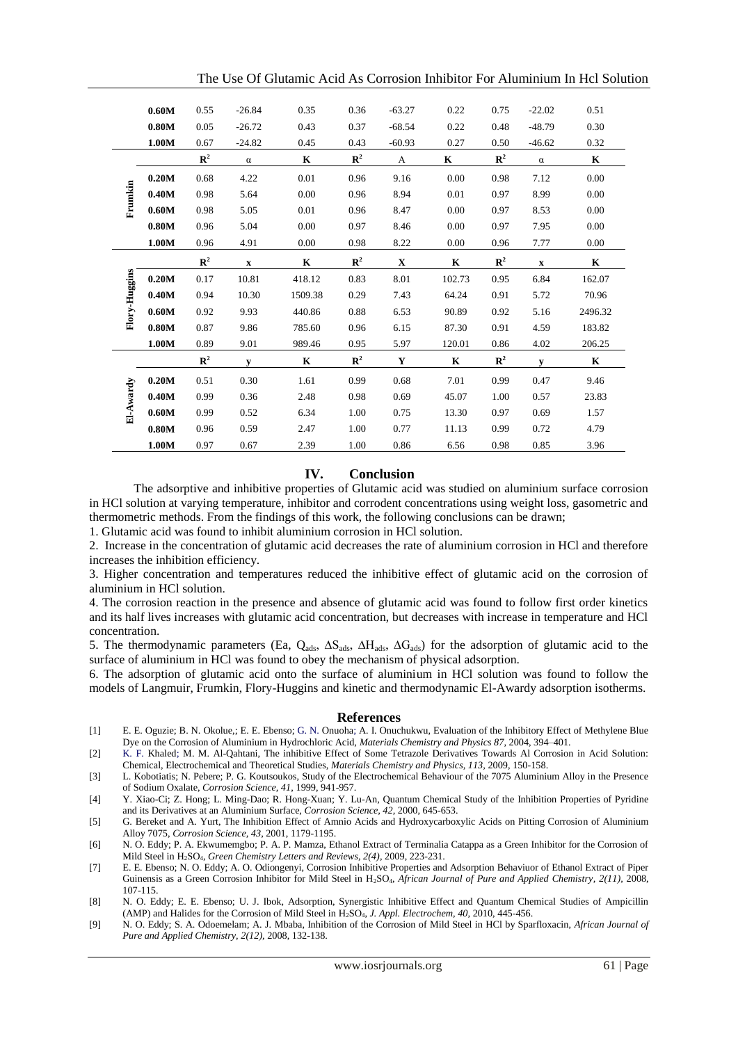| | | | | | | | | | | |
|---|---|---|---|---|---|---|---|---|---|---|
| | 0.60M | 0.55 | -26.84 | 0.35 | 0.36 | -63.27 | 0.22 | 0.75 | -22.02 | 0.51 |
| | 0.80M | 0.05 | -26.72 | 0.43 | 0.37 | -68.54 | 0.22 | 0.48 | -48.79 | 0.30 |
| | 1.00M | 0.67 | -24.82 | 0.45 | 0.43 | -60.93 | 0.27 | 0.50 | -46.62 | 0.32 |
| **Frumkin** | | $R^2$ | α | K | $R^2$ | A | K | $R^2$ | α | K |
| | 0.20M | 0.68 | 4.22 | 0.01 | 0.96 | 9.16 | 0.00 | 0.98 | 7.12 | 0.00 |
| | 0.40M | 0.98 | 5.64 | 0.00 | 0.96 | 8.94 | 0.01 | 0.97 | 8.99 | 0.00 |
| | 0.60M | 0.98 | 5.05 | 0.01 | 0.96 | 8.47 | 0.00 | 0.97 | 8.53 | 0.00 |
| | 0.80M | 0.96 | 5.04 | 0.00 | 0.97 | 8.46 | 0.00 | 0.97 | 7.95 | 0.00 |
| | 1.00M | 0.96 | 4.91 | 0.00 | 0.98 | 8.22 | 0.00 | 0.96 | 7.77 | 0.00 |
| **Flory-Huggins** | | $R^2$ | x | K | $R^2$ | X | K | $R^2$ | x | K |
| | 0.20M | 0.17 | 10.81 | 418.12 | 0.83 | 8.01 | 102.73 | 0.95 | 6.84 | 162.07 |
| | 0.40M | 0.94 | 10.30 | 1509.38 | 0.29 | 7.43 | 64.24 | 0.91 | 5.72 | 70.96 |
| | 0.60M | 0.92 | 9.93 | 440.86 | 0.88 | 6.53 | 90.89 | 0.92 | 5.16 | 2496.32 |
| | 0.80M | 0.87 | 9.86 | 785.60 | 0.96 | 6.15 | 87.30 | 0.91 | 4.59 | 183.82 |
| | 1.00M | 0.89 | 9.01 | 989.46 | 0.95 | 5.97 | 120.01 | 0.86 | 4.02 | 206.25 |
| **El-Awardy** | | $R^2$ | y | K | $R^2$ | Y | K | $R^2$ | y | K |
| | 0.20M | 0.51 | 0.30 | 1.61 | 0.99 | 0.68 | 7.01 | 0.99 | 0.47 | 9.46 |
| | 0.40M | 0.99 | 0.36 | 2.48 | 0.98 | 0.69 | 45.07 | 1.00 | 0.57 | 23.83 |
| | 0.60M | 0.99 | 0.52 | 6.34 | 1.00 | 0.75 | 13.30 | 0.97 | 0.69 | 1.57 |
| | 0.80M | 0.96 | 0.59 | 2.47 | 1.00 | 0.77 | 11.13 | 0.99 | 0.72 | 4.79 |
| | 1.00M | 0.97 | 0.67 | 2.39 | 1.00 | 0.86 | 6.56 | 0.98 | 0.85 | 3.96 |

## IV. Conclusion

The adsorptive and inhibitive properties of Glutamic acid was studied on aluminium surface corrosion in HCl solution at varying temperature, inhibitor and corrodent concentrations using weight loss, gasometric and thermometric methods. From the findings of this work, the following conclusions can be drawn;

1. Glutamic acid was found to inhibit aluminium corrosion in HCl solution.
2. Increase in the concentration of glutamic acid decreases the rate of aluminium corrosion in HCl and therefore increases the inhibition efficiency.
3. Higher concentration and temperatures reduced the inhibitive effect of glutamic acid on the corrosion of aluminium in HCl solution.
4. The corrosion reaction in the presence and absence of glutamic acid was found to follow first order kinetics and its half lives increases with glutamic acid concentration, but decreases with increase in temperature and HCl concentration.
5. The thermodynamic parameters (Ea, $Q_{ads}$, $\Delta S_{ads}$, $\Delta H_{ads}$, $\Delta G_{ads}$) for the adsorption of glutamic acid to the surface of aluminium in HCl was found to obey the mechanism of physical adsorption.
6. The adsorption of glutamic acid onto the surface of aluminium in HCl solution was found to follow the models of Langmuir, Frumkin, Flory-Huggins and kinetic and thermodynamic El-Awardy adsorption isotherms.

## References

[1] E. E. Oguzie; B. N. Okolue,; E. E. Ebenso; G. N. Onuoha; A. I. Onuchukwu, Evaluation of the Inhibitory Effect of Methylene Blue Dye on the Corrosion of Aluminium in Hydrochloric Acid, *Materials Chemistry and Physics 87*, 2004, 394–401.

[2] K. F. Khaled; M. M. Al-Qahtani, The inhibitive Effect of Some Tetrazole Derivatives Towards Al Corrosion in Acid Solution: Chemical, Electrochemical and Theoretical Studies, *Materials Chemistry and Physics, 113*, 2009, 150-158.

[3] L. Kobotiatis; N. Pebere; P. G. Koutsoukos, Study of the Electrochemical Behaviour of the 7075 Aluminium Alloy in the Presence of Sodium Oxalate, *Corrosion Science, 41*, 1999, 941-957.

[4] Y. Xiao-Ci; Z. Hong; L. Ming-Dao; R. Hong-Xuan; Y. Lu-An, Quantum Chemical Study of the Inhibition Properties of Pyridine and its Derivatives at an Aluminium Surface, *Corrosion Science, 42*, 2000, 645-653.

[5] G. Bereket and A. Yurt, The Inhibition Effect of Amnio Acids and Hydroxycarboxylic Acids on Pitting Corrosion of Aluminium Alloy 7075, *Corrosion Science, 43*, 2001, 1179-1195.

[6] N. O. Eddy; P. A. Ekwumemgbo; P. A. P. Mamza, Ethanol Extract of Terminalia Catappa as a Green Inhibitor for the Corrosion of Mild Steel in $H_2SO_4$, *Green Chemistry Letters and Reviews, 2(4)*, 2009, 223-231.

[7] E. E. Ebenso; N. O. Eddy; A. O. Odiongenyi, Corrosion Inhibitive Properties and Adsorption Behaviuor of Ethanol Extract of Piper Guinensis as a Green Corrosion Inhibitor for Mild Steel in $H_2SO_4$, *African Journal of Pure and Applied Chemistry, 2(11)*, 2008, 107-115.

[8] N. O. Eddy; E. E. Ebenso; U. J. Ibok, Adsorption, Synergistic Inhibitive Effect and Quantum Chemical Studies of Ampicillin (AMP) and Halides for the Corrosion of Mild Steel in $H_2SO_4$, *J. Appl. Electrochem, 40*, 2010, 445-456.

[9] N. O. Eddy; S. A. Odoemelam; A. J. Mbaba, Inhibition of the Corrosion of Mild Steel in HCl by Sparfloxacin, *African Journal of Pure and Applied Chemistry, 2(12)*, 2008, 132-138.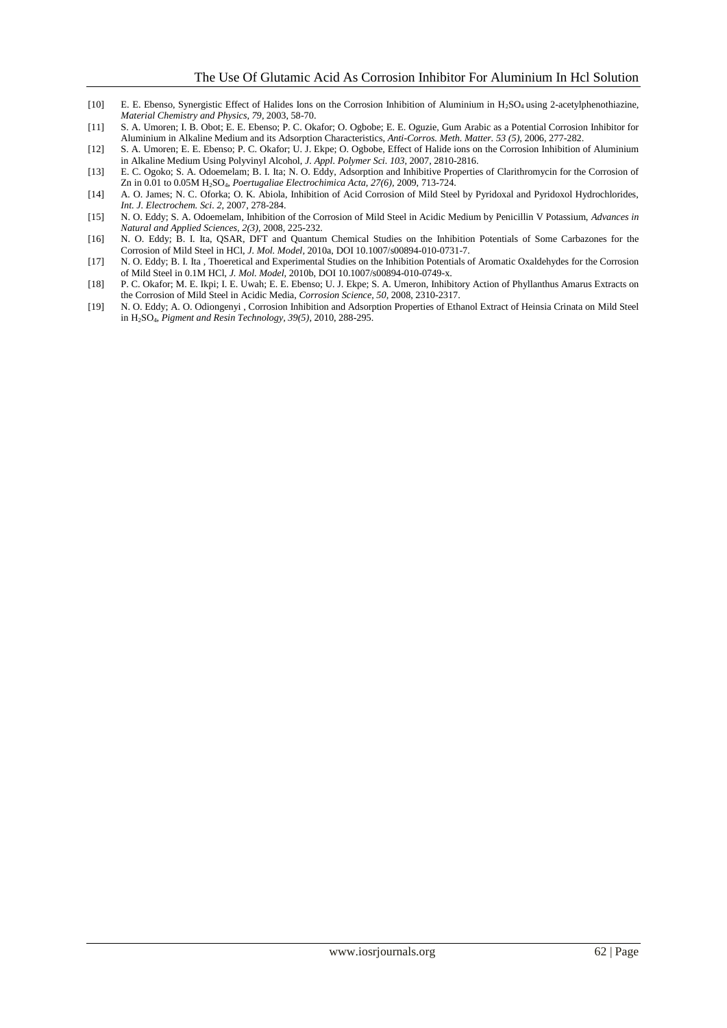[10] E. E. Ebenso, Synergistic Effect of Halides Ions on the Corrosion Inhibition of Aluminium in $H_2SO_4$ using 2-acetylphenothiazine, *Material Chemistry and Physics, 79,* 2003, 58-70.

[11] S. A. Umoren; I. B. Obot; E. E. Ebenso; P. C. Okafor; O. Ogbobe; E. E. Oguzie, Gum Arabic as a Potential Corrosion Inhibitor for Aluminium in Alkaline Medium and its Adsorption Characteristics, *Anti-Corros. Meth. Matter. 53 (5),* 2006, 277-282.

[12] S. A. Umoren; E. E. Ebenso; P. C. Okafor; U. J. Ekpe; O. Ogbobe, Effect of Halide ions on the Corrosion Inhibition of Aluminium in Alkaline Medium Using Polyvinyl Alcohol, *J. Appl. Polymer Sci. 103,* 2007, 2810-2816.

[13] E. C. Ogoko; S. A. Odoemelam; B. I. Ita; N. O. Eddy, Adsorption and Inhibitive Properties of Clarithromycin for the Corrosion of Zn in 0.01 to 0.05M $H_2SO_4$, *Poertugaliae Electrochimica Acta, 27(6),* 2009, 713-724.

[14] A. O. James; N. C. Oforka; O. K. Abiola, Inhibition of Acid Corrosion of Mild Steel by Pyridoxal and Pyridoxol Hydrochlorides, *Int. J. Electrochem. Sci. 2,* 2007, 278-284.

[15] N. O. Eddy; S. A. Odoemelam, Inhibition of the Corrosion of Mild Steel in Acidic Medium by Penicillin V Potassium, *Advances in Natural and Applied Sciences, 2(3),* 2008, 225-232.

[16] N. O. Eddy; B. I. Ita, QSAR, DFT and Quantum Chemical Studies on the Inhibition Potentials of Some Carbazones for the Corrosion of Mild Steel in HCl, *J. Mol. Model,* 2010a, DOI 10.1007/s00894-010-0731-7.

[17] N. O. Eddy; B. I. Ita , Thoeretical and Experimental Studies on the Inhibition Potentials of Aromatic Oxaldehydes for the Corrosion of Mild Steel in 0.1M HCl, *J. Mol. Model,* 2010b, DOI 10.1007/s00894-010-0749-x.

[18] P. C. Okafor; M. E. Ikpi; I. E. Uwah; E. E. Ebenso; U. J. Ekpe; S. A. Umeron, Inhibitory Action of Phyllanthus Amarus Extracts on the Corrosion of Mild Steel in Acidic Media, *Corrosion Science, 50,* 2008, 2310-2317.

[19] N. O. Eddy; A. O. Odiongenyi , Corrosion Inhibition and Adsorption Properties of Ethanol Extract of Heinsia Crinata on Mild Steel in $H_2SO_4$, *Pigment and Resin Technology, 39(5),* 2010, 288-295.